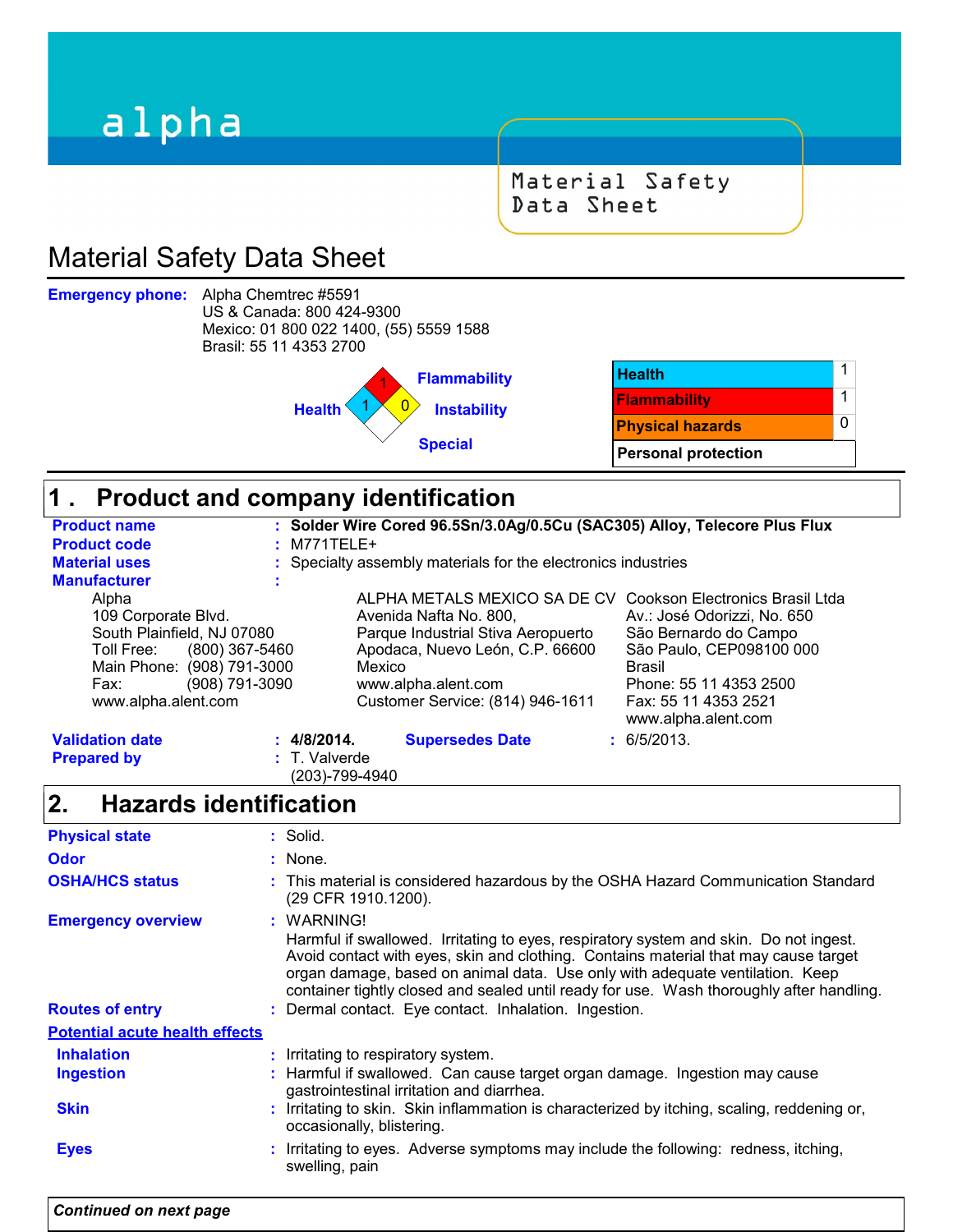alpha

Material Safety Data Sheet

# Material Safety Data Sheet

**Emergency phone:** Alpha Chemtrec #5591
US & Canada: 800 424-9300
Mexico: 01 800 022 1400, (55) 5559 1588
Brasil: 55 11 4353 2700

Health: 1
Flammability: 1
Instability: 0
Special

| Health | 1 |
|---|---|
| Flammability | 1 |
| Physical hazards | 0 |
| Personal protection | |

## 1 . Product and company identification

**Product name** : **Solder Wire Cored 96.5Sn/3.0Ag/0.5Cu (SAC305) Alloy, Telecore Plus Flux**
**Product code** : M771TELE+
**Material uses** : Specialty assembly materials for the electronics industries
**Manufacturer** :

Alpha
109 Corporate Blvd.
South Plainfield, NJ 07080
Toll Free: (800) 367-5460
Main Phone: (908) 791-3000
Fax: (908) 791-3090
www.alpha.alent.com

ALPHA METALS MEXICO SA DE CV
Avenida Nafta No. 800,
Parque Industrial Stiva Aeropuerto
Apodaca, Nuevo León, C.P. 66600
Mexico
www.alpha.alent.com
Customer Service: (814) 946-1611

Cookson Electronics Brasil Ltda
Av.: José Odorizzi, No. 650
São Bernardo do Campo
São Paulo, CEP098100 000
Brasil
Phone: 55 11 4353 2500
Fax: 55 11 4353 2521
www.alpha.alent.com

**Validation date** : **4/8/2014.** **Supersedes Date** : 6/5/2013.
**Prepared by** : T. Valverde
(203)-799-4940

## 2. Hazards identification

**Physical state** : Solid.
**Odor** : None.
**OSHA/HCS status** : This material is considered hazardous by the OSHA Hazard Communication Standard (29 CFR 1910.1200).
**Emergency overview** : WARNING!
Harmful if swallowed. Irritating to eyes, respiratory system and skin. Do not ingest. Avoid contact with eyes, skin and clothing. Contains material that may cause target organ damage, based on animal data. Use only with adequate ventilation. Keep container tightly closed and sealed until ready for use. Wash thoroughly after handling.
**Routes of entry** : Dermal contact. Eye contact. Inhalation. Ingestion.

**Potential acute health effects**

**Inhalation** : Irritating to respiratory system.
**Ingestion** : Harmful if swallowed. Can cause target organ damage. Ingestion may cause gastrointestinal irritation and diarrhea.
**Skin** : Irritating to skin. Skin inflammation is characterized by itching, scaling, reddening or, occasionally, blistering.
**Eyes** : Irritating to eyes. Adverse symptoms may include the following: redness, itching, swelling, pain

*Continued on next page*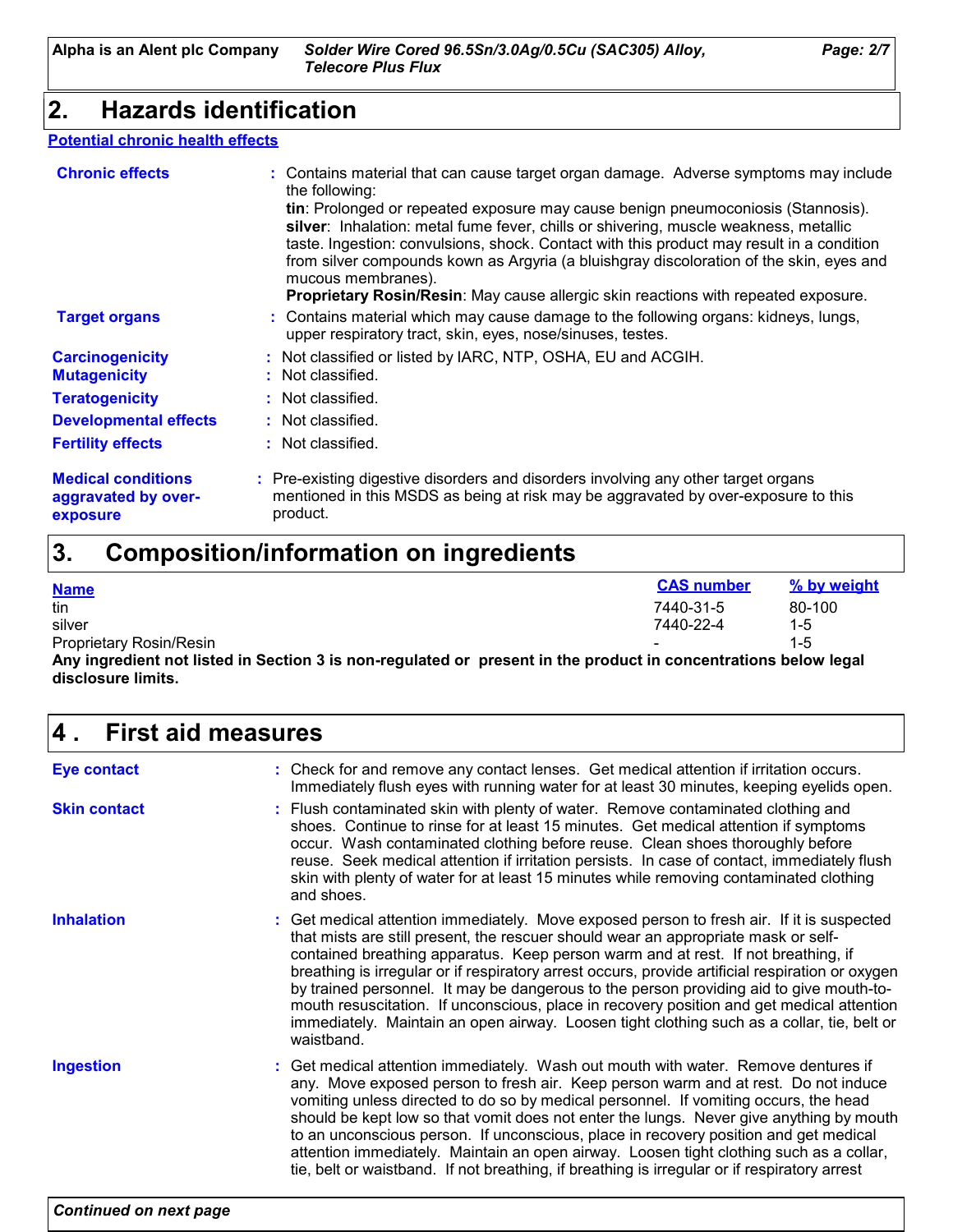## 2. Hazards identification

**Potential chronic health effects**

**Chronic effects** : Contains material that can cause target organ damage. Adverse symptoms may include the following:
**tin**: Prolonged or repeated exposure may cause benign pneumoconiosis (Stannosis).
**silver**: Inhalation: metal fume fever, chills or shivering, muscle weakness, metallic taste. Ingestion: convulsions, shock. Contact with this product may result in a condition from silver compounds kown as Argyria (a bluishgray discoloration of the skin, eyes and mucous membranes).
**Proprietary Rosin/Resin**: May cause allergic skin reactions with repeated exposure.

**Target organs** : Contains material which may cause damage to the following organs: kidneys, lungs, upper respiratory tract, skin, eyes, nose/sinuses, testes.

**Carcinogenicity** : Not classified or listed by IARC, NTP, OSHA, EU and ACGIH.

**Mutagenicity** : Not classified.

**Teratogenicity** : Not classified.

**Developmental effects** : Not classified.

**Fertility effects** : Not classified.

**Medical conditions aggravated by over-exposure** : Pre-existing digestive disorders and disorders involving any other target organs mentioned in this MSDS as being at risk may be aggravated by over-exposure to this product.

## 3. Composition/information on ingredients

| Name | CAS number | % by weight |
|---|---|---|
| tin | 7440-31-5 | 80-100 |
| silver | 7440-22-4 | 1-5 |
| Proprietary Rosin/Resin | - | 1-5 |

**Any ingredient not listed in Section 3 is non-regulated or present in the product in concentrations below legal disclosure limits.**

## 4 . First aid measures

**Eye contact** : Check for and remove any contact lenses. Get medical attention if irritation occurs. Immediately flush eyes with running water for at least 30 minutes, keeping eyelids open.

**Skin contact** : Flush contaminated skin with plenty of water. Remove contaminated clothing and shoes. Continue to rinse for at least 15 minutes. Get medical attention if symptoms occur. Wash contaminated clothing before reuse. Clean shoes thoroughly before reuse. Seek medical attention if irritation persists. In case of contact, immediately flush skin with plenty of water for at least 15 minutes while removing contaminated clothing and shoes.

**Inhalation** : Get medical attention immediately. Move exposed person to fresh air. If it is suspected that mists are still present, the rescuer should wear an appropriate mask or self-contained breathing apparatus. Keep person warm and at rest. If not breathing, if breathing is irregular or if respiratory arrest occurs, provide artificial respiration or oxygen by trained personnel. It may be dangerous to the person providing aid to give mouth-to-mouth resuscitation. If unconscious, place in recovery position and get medical attention immediately. Maintain an open airway. Loosen tight clothing such as a collar, tie, belt or waistband.

**Ingestion** : Get medical attention immediately. Wash out mouth with water. Remove dentures if any. Move exposed person to fresh air. Keep person warm and at rest. Do not induce vomiting unless directed to do so by medical personnel. If vomiting occurs, the head should be kept low so that vomit does not enter the lungs. Never give anything by mouth to an unconscious person. If unconscious, place in recovery position and get medical attention immediately. Maintain an open airway. Loosen tight clothing such as a collar, tie, belt or waistband. If not breathing, if breathing is irregular or if respiratory arrest

*Continued on next page*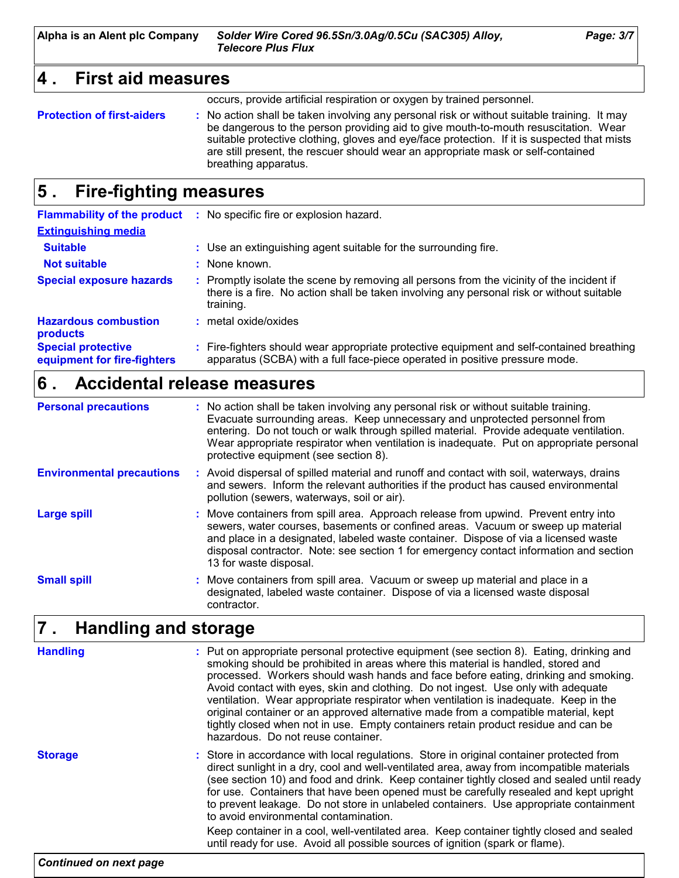## 4 . First aid measures

occurs, provide artificial respiration or oxygen by trained personnel.

**Protection of first-aiders** : No action shall be taken involving any personal risk or without suitable training. It may be dangerous to the person providing aid to give mouth-to-mouth resuscitation. Wear suitable protective clothing, gloves and eye/face protection. If it is suspected that mists are still present, the rescuer should wear an appropriate mask or self-contained breathing apparatus.

## 5 . Fire-fighting measures

**Flammability of the product** : No specific fire or explosion hazard.

**Extinguishing media**

**Suitable** : Use an extinguishing agent suitable for the surrounding fire.

**Not suitable** : None known.

**Special exposure hazards** : Promptly isolate the scene by removing all persons from the vicinity of the incident if there is a fire. No action shall be taken involving any personal risk or without suitable training.

**Hazardous combustion products** : metal oxide/oxides

**Special protective equipment for fire-fighters** : Fire-fighters should wear appropriate protective equipment and self-contained breathing apparatus (SCBA) with a full face-piece operated in positive pressure mode.

## 6 . Accidental release measures

**Personal precautions** : No action shall be taken involving any personal risk or without suitable training. Evacuate surrounding areas. Keep unnecessary and unprotected personnel from entering. Do not touch or walk through spilled material. Provide adequate ventilation. Wear appropriate respirator when ventilation is inadequate. Put on appropriate personal protective equipment (see section 8).

**Environmental precautions** : Avoid dispersal of spilled material and runoff and contact with soil, waterways, drains and sewers. Inform the relevant authorities if the product has caused environmental pollution (sewers, waterways, soil or air).

**Large spill** : Move containers from spill area. Approach release from upwind. Prevent entry into sewers, water courses, basements or confined areas. Vacuum or sweep up material and place in a designated, labeled waste container. Dispose of via a licensed waste disposal contractor. Note: see section 1 for emergency contact information and section 13 for waste disposal.

**Small spill** : Move containers from spill area. Vacuum or sweep up material and place in a designated, labeled waste container. Dispose of via a licensed waste disposal contractor.

## 7 . Handling and storage

**Handling** : Put on appropriate personal protective equipment (see section 8). Eating, drinking and smoking should be prohibited in areas where this material is handled, stored and processed. Workers should wash hands and face before eating, drinking and smoking. Avoid contact with eyes, skin and clothing. Do not ingest. Use only with adequate ventilation. Wear appropriate respirator when ventilation is inadequate. Keep in the original container or an approved alternative made from a compatible material, kept tightly closed when not in use. Empty containers retain product residue and can be hazardous. Do not reuse container.

**Storage** : Store in accordance with local regulations. Store in original container protected from direct sunlight in a dry, cool and well-ventilated area, away from incompatible materials (see section 10) and food and drink. Keep container tightly closed and sealed until ready for use. Containers that have been opened must be carefully resealed and kept upright to prevent leakage. Do not store in unlabeled containers. Use appropriate containment to avoid environmental contamination.

Keep container in a cool, well-ventilated area. Keep container tightly closed and sealed until ready for use. Avoid all possible sources of ignition (spark or flame).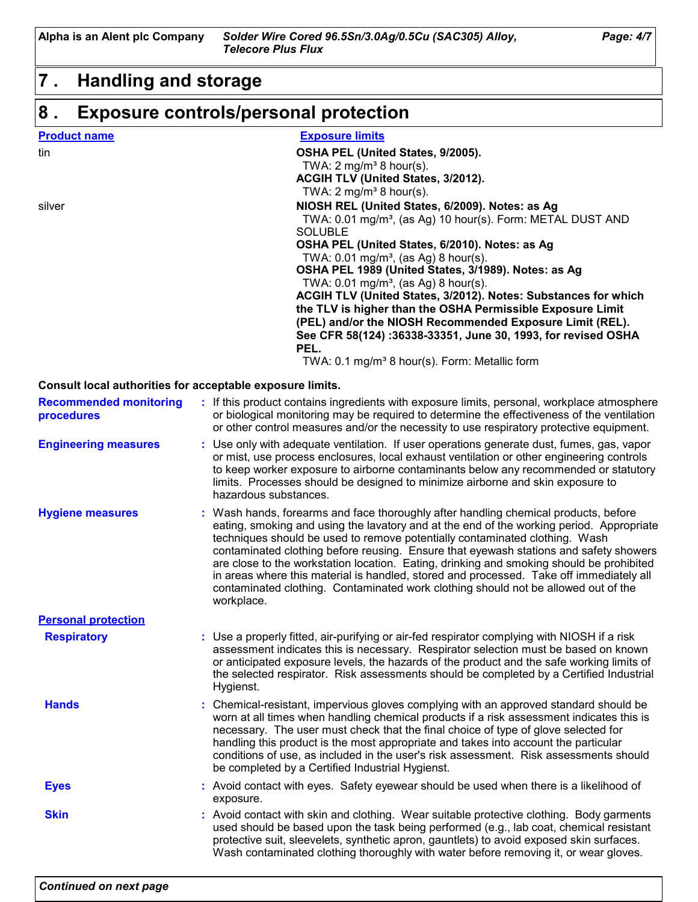## 7 . Handling and storage

## 8 . Exposure controls/personal protection

| Product name | Exposure limits |
| --- | --- |
| tin | **OSHA PEL (United States, 9/2005).**<br>TWA: 2 mg/m³ 8 hour(s).<br>**ACGIH TLV (United States, 3/2012).**<br>TWA: 2 mg/m³ 8 hour(s). |
| silver | **NIOSH REL (United States, 6/2009). Notes: as Ag**<br>TWA: 0.01 mg/m³, (as Ag) 10 hour(s). Form: METAL DUST AND SOLUBLE<br>**OSHA PEL (United States, 6/2010). Notes: as Ag**<br>TWA: 0.01 mg/m³, (as Ag) 8 hour(s).<br>**OSHA PEL 1989 (United States, 3/1989). Notes: as Ag**<br>TWA: 0.01 mg/m³, (as Ag) 8 hour(s).<br>**ACGIH TLV (United States, 3/2012). Notes: Substances for which the TLV is higher than the OSHA Permissible Exposure Limit (PEL) and/or the NIOSH Recommended Exposure Limit (REL). See CFR 58(124) :36338-33351, June 30, 1993, for revised OSHA PEL.**<br>TWA: 0.1 mg/m³ 8 hour(s). Form: Metallic form |

**Consult local authorities for acceptable exposure limits.**

**Recommended monitoring procedures** : If this product contains ingredients with exposure limits, personal, workplace atmosphere or biological monitoring may be required to determine the effectiveness of the ventilation or other control measures and/or the necessity to use respiratory protective equipment.

**Engineering measures** : Use only with adequate ventilation. If user operations generate dust, fumes, gas, vapor or mist, use process enclosures, local exhaust ventilation or other engineering controls to keep worker exposure to airborne contaminants below any recommended or statutory limits. Processes should be designed to minimize airborne and skin exposure to hazardous substances.

**Hygiene measures** : Wash hands, forearms and face thoroughly after handling chemical products, before eating, smoking and using the lavatory and at the end of the working period. Appropriate techniques should be used to remove potentially contaminated clothing. Wash contaminated clothing before reusing. Ensure that eyewash stations and safety showers are close to the workstation location. Eating, drinking and smoking should be prohibited in areas where this material is handled, stored and processed. Take off immediately all contaminated clothing. Contaminated work clothing should not be allowed out of the workplace.

**Personal protection**

**Respiratory** : Use a properly fitted, air-purifying or air-fed respirator complying with NIOSH if a risk assessment indicates this is necessary. Respirator selection must be based on known or anticipated exposure levels, the hazards of the product and the safe working limits of the selected respirator. Risk assessments should be completed by a Certified Industrial Hygienst.

**Hands** : Chemical-resistant, impervious gloves complying with an approved standard should be worn at all times when handling chemical products if a risk assessment indicates this is necessary. The user must check that the final choice of type of glove selected for handling this product is the most appropriate and takes into account the particular conditions of use, as included in the user's risk assessment. Risk assessments should be completed by a Certified Industrial Hygienst.

**Eyes** : Avoid contact with eyes. Safety eyewear should be used when there is a likelihood of exposure.

**Skin** : Avoid contact with skin and clothing. Wear suitable protective clothing. Body garments used should be based upon the task being performed (e.g., lab coat, chemical resistant protective suit, sleevelets, synthetic apron, gauntlets) to avoid exposed skin surfaces. Wash contaminated clothing thoroughly with water before removing it, or wear gloves.

*Continued on next page*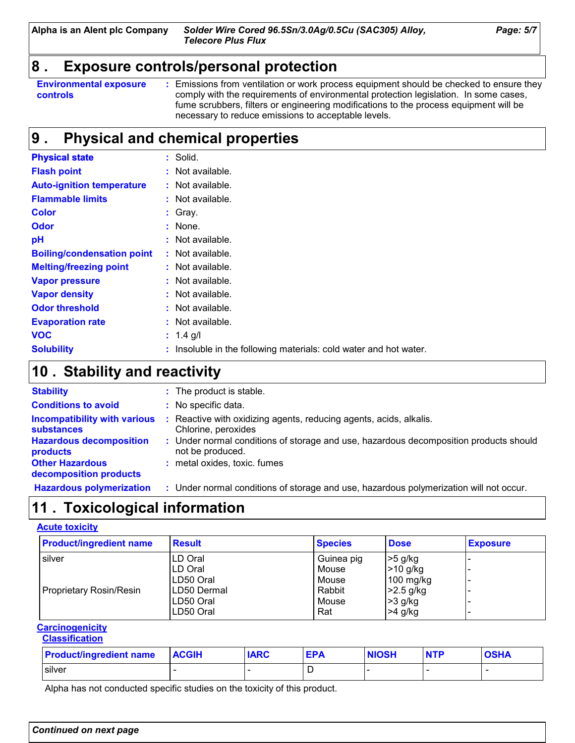## 8 . Exposure controls/personal protection

**Environmental exposure controls** : Emissions from ventilation or work process equipment should be checked to ensure they comply with the requirements of environmental protection legislation. In some cases, fume scrubbers, filters or engineering modifications to the process equipment will be necessary to reduce emissions to acceptable levels.

## 9 . Physical and chemical properties

**Physical state** : Solid.
**Flash point** : Not available.
**Auto-ignition temperature** : Not available.
**Flammable limits** : Not available.
**Color** : Gray.
**Odor** : None.
**pH** : Not available.
**Boiling/condensation point** : Not available.
**Melting/freezing point** : Not available.
**Vapor pressure** : Not available.
**Vapor density** : Not available.
**Odor threshold** : Not available.
**Evaporation rate** : Not available.
**VOC** : 1.4 g/l
**Solubility** : Insoluble in the following materials: cold water and hot water.

## 10 . Stability and reactivity

**Stability** : The product is stable.
**Conditions to avoid** : No specific data.
**Incompatibility with various substances** : Reactive with oxidizing agents, reducing agents, acids, alkalis. Chlorine, peroxides
**Hazardous decomposition products** : Under normal conditions of storage and use, hazardous decomposition products should not be produced.
**Other Hazardous decomposition products** : metal oxides, toxic. fumes
**Hazardous polymerization** : Under normal conditions of storage and use, hazardous polymerization will not occur.

## 11 . Toxicological information

**Acute toxicity**

| Product/ingredient name | Result | Species | Dose | Exposure |
|---|---|---|---|---|
| silver | LD Oral | Guinea pig | >5 g/kg | - |
| | LD Oral | Mouse | >10 g/kg | - |
| | LD50 Oral | Mouse | 100 mg/kg | - |
| Proprietary Rosin/Resin | LD50 Dermal | Rabbit | >2.5 g/kg | - |
| | LD50 Oral | Mouse | >3 g/kg | - |
| | LD50 Oral | Rat | >4 g/kg | - |

**Carcinogenicity**

**Classification**

| Product/ingredient name | ACGIH | IARC | EPA | NIOSH | NTP | OSHA |
|---|---|---|---|---|---|---|
| silver | - | - | D | - | - | - |

Alpha has not conducted specific studies on the toxicity of this product.

*Continued on next page*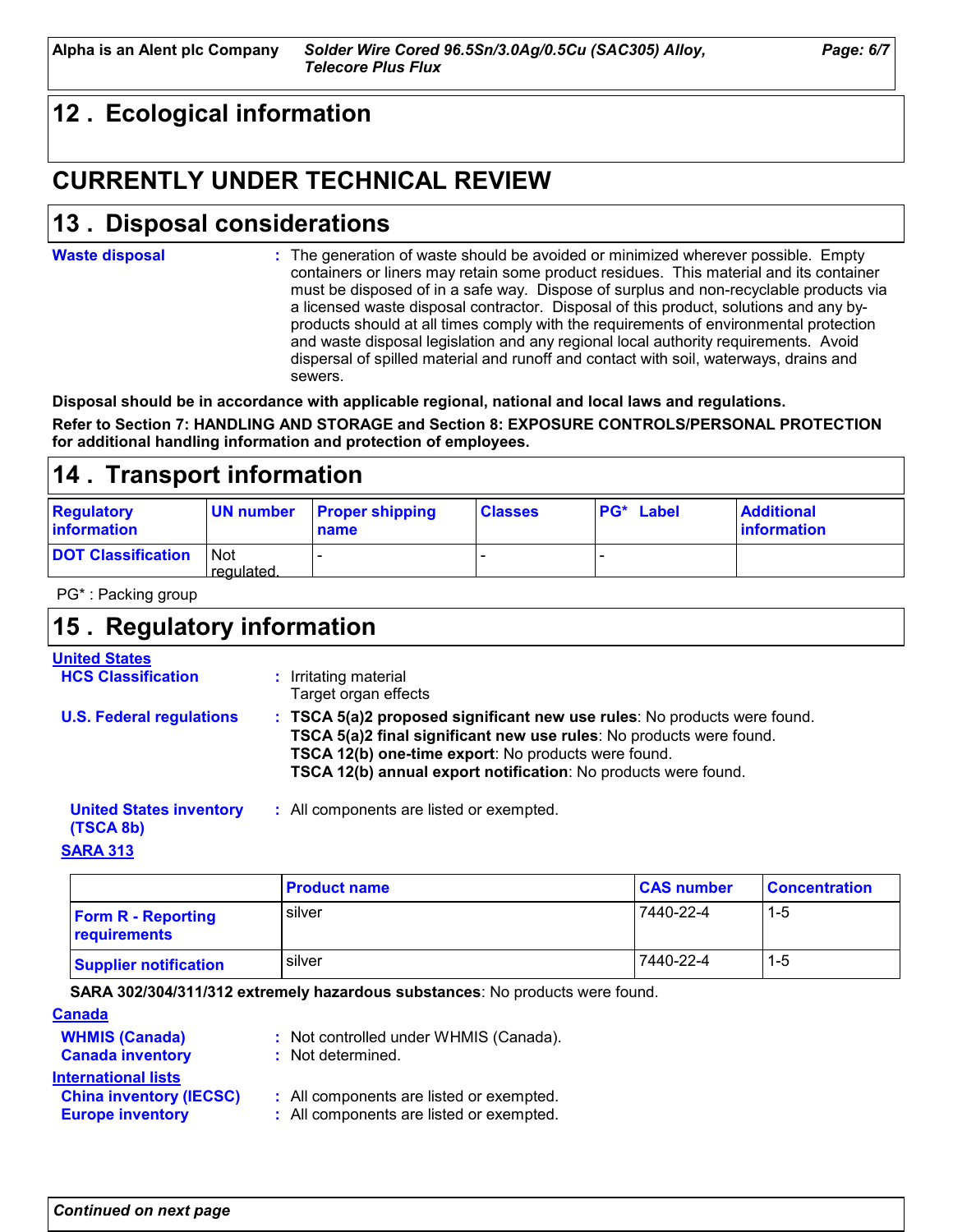## 12 . Ecological information

## CURRENTLY UNDER TECHNICAL REVIEW

## 13 . Disposal considerations

**Waste disposal** : The generation of waste should be avoided or minimized wherever possible. Empty containers or liners may retain some product residues. This material and its container must be disposed of in a safe way. Dispose of surplus and non-recyclable products via a licensed waste disposal contractor. Disposal of this product, solutions and any by-products should at all times comply with the requirements of environmental protection and waste disposal legislation and any regional local authority requirements. Avoid dispersal of spilled material and runoff and contact with soil, waterways, drains and sewers.

**Disposal should be in accordance with applicable regional, national and local laws and regulations.**

**Refer to Section 7: HANDLING AND STORAGE and Section 8: EXPOSURE CONTROLS/PERSONAL PROTECTION for additional handling information and protection of employees.**

## 14 . Transport information

| Regulatory information | UN number | Proper shipping name | Classes | PG* Label | Additional information |
|---|---|---|---|---|---|
| DOT Classification | Not regulated. | - | - | - | |

PG* : Packing group

## 15 . Regulatory information

**United States**

**HCS Classification** : Irritating material
Target organ effects

**U.S. Federal regulations** : **TSCA 5(a)2 proposed significant new use rules**: No products were found.
**TSCA 5(a)2 final significant new use rules**: No products were found.
**TSCA 12(b) one-time export**: No products were found.
**TSCA 12(b) annual export notification**: No products were found.

**United States inventory (TSCA 8b)** : All components are listed or exempted.

**SARA 313**

| | Product name | CAS number | Concentration |
|---|---|---|---|
| Form R - Reporting requirements | silver | 7440-22-4 | 1-5 |
| Supplier notification | silver | 7440-22-4 | 1-5 |

**SARA 302/304/311/312 extremely hazardous substances**: No products were found.

**Canada**

**WHMIS (Canada)** : Not controlled under WHMIS (Canada).
**Canada inventory** : Not determined.

**International lists**

**China inventory (IECSC)** : All components are listed or exempted.
**Europe inventory** : All components are listed or exempted.

*Continued on next page*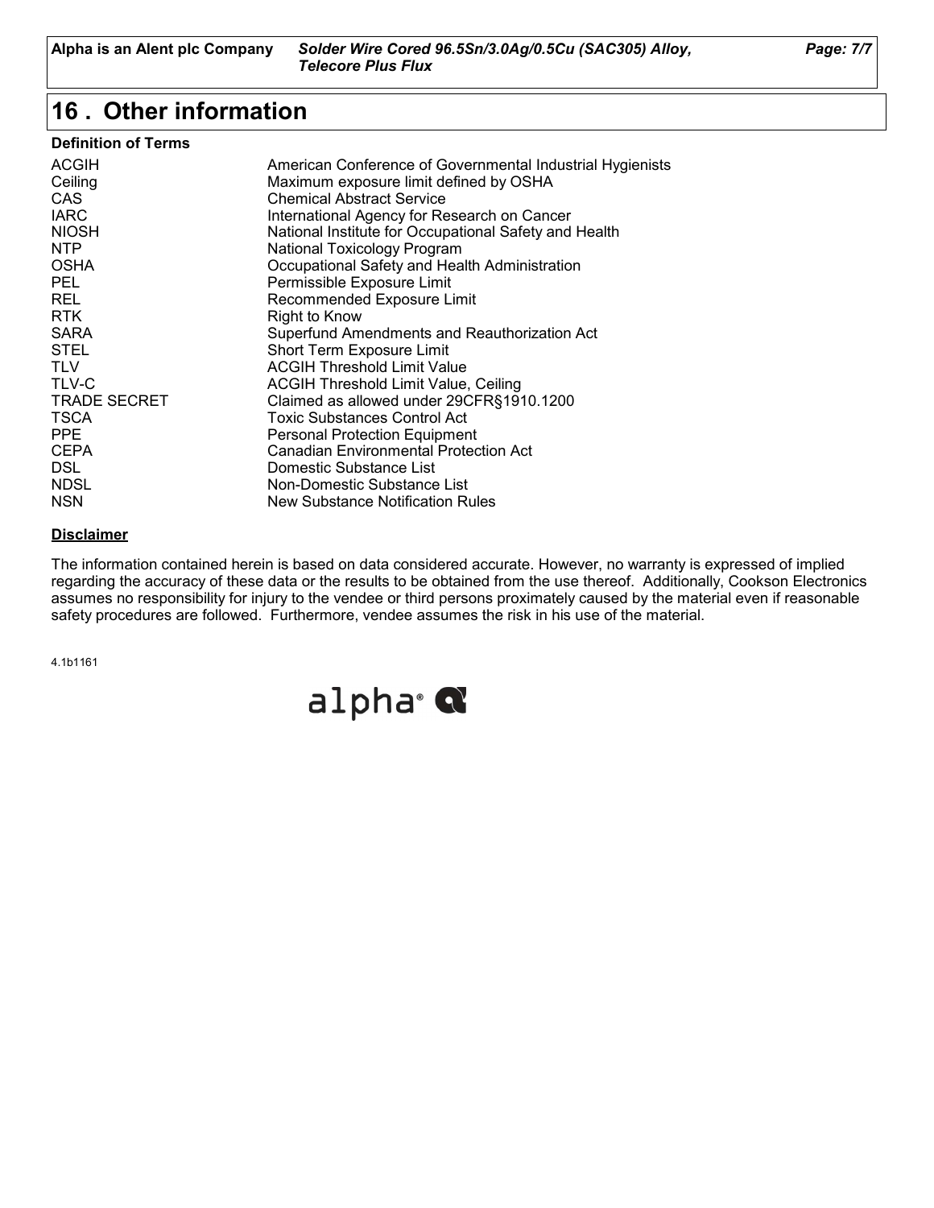# 16 . Other information

**Definition of Terms**

| | |
|---|---|
| ACGIH | American Conference of Governmental Industrial Hygienists |
| Ceiling | Maximum exposure limit defined by OSHA |
| CAS | Chemical Abstract Service |
| IARC | International Agency for Research on Cancer |
| NIOSH | National Institute for Occupational Safety and Health |
| NTP | National Toxicology Program |
| OSHA | Occupational Safety and Health Administration |
| PEL | Permissible Exposure Limit |
| REL | Recommended Exposure Limit |
| RTK | Right to Know |
| SARA | Superfund Amendments and Reauthorization Act |
| STEL | Short Term Exposure Limit |
| TLV | ACGIH Threshold Limit Value |
| TLV-C | ACGIH Threshold Limit Value, Ceiling |
| TRADE SECRET | Claimed as allowed under 29CFR§1910.1200 |
| TSCA | Toxic Substances Control Act |
| PPE | Personal Protection Equipment |
| CEPA | Canadian Environmental Protection Act |
| DSL | Domestic Substance List |
| NDSL | Non-Domestic Substance List |
| NSN | New Substance Notification Rules |

**Disclaimer**

The information contained herein is based on data considered accurate. However, no warranty is expressed of implied regarding the accuracy of these data or the results to be obtained from the use thereof. Additionally, Cookson Electronics assumes no responsibility for injury to the vendee or third persons proximately caused by the material even if reasonable safety procedures are followed. Furthermore, vendee assumes the risk in his use of the material.

4.1b1161

alpha®